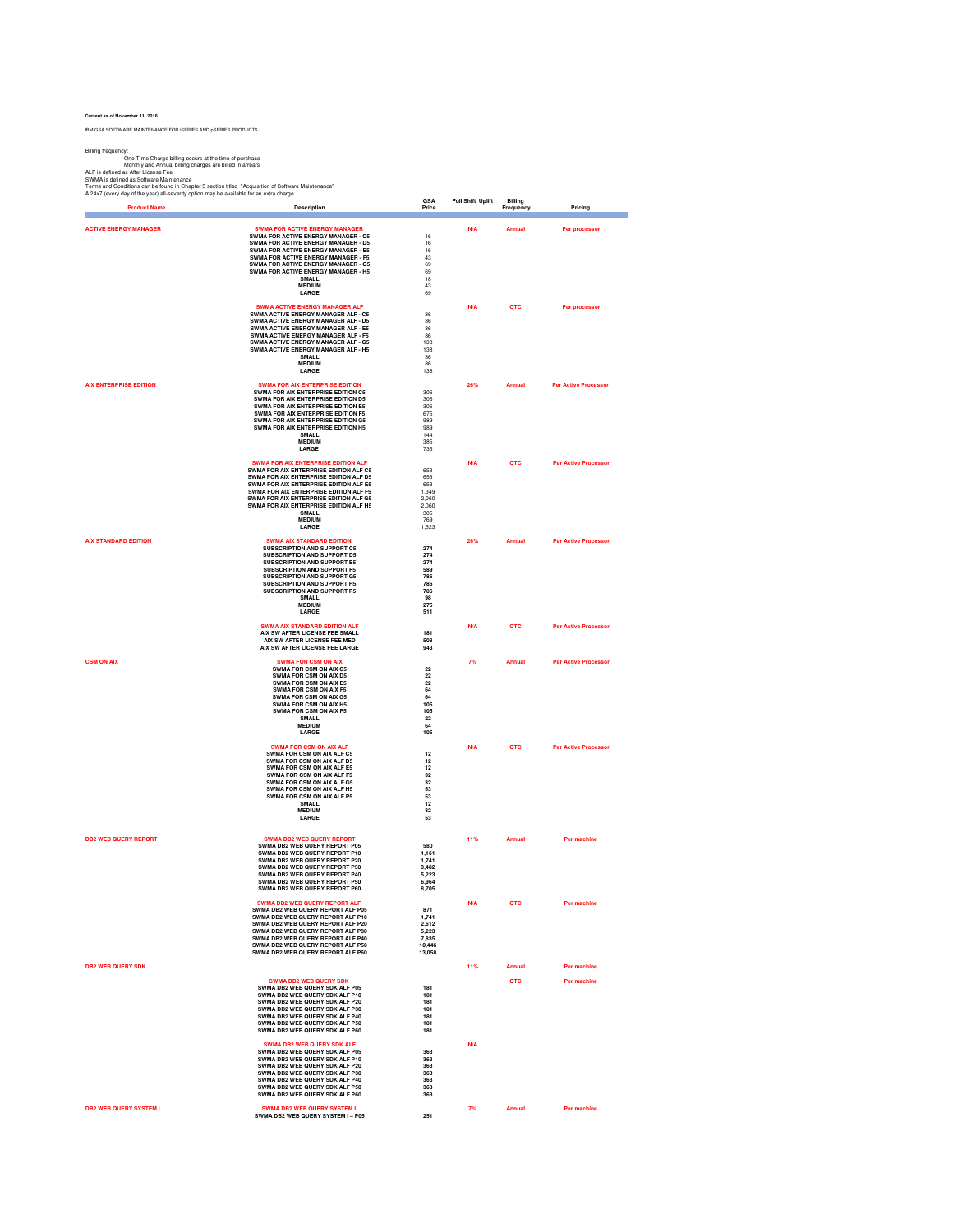**Current as of November 11, 2016**

IBM GSA SOFTWARE MAINTENANCE FOR iSERIES AND pSERIES PRODUCTS

Billing frequency:
One Time Charge billing occurs at the time of purchase
Monthly and Annual billing charges are billed in arrears
ALF is defined as After License Fee
SWMA is defined as Software Maintenance
Terms and Conditions can be found in Chapter 5 section titled "Acquisition of Software Maintenance"
A 24x7 (every day of the year) all-severity option may be available for an extra charge.

| Product Name | Description | GSA Price | Full Shift Uplift | Billing Frequency | Pricing |
|---|---|---|---|---|---|
| **ACTIVE ENERGY MANAGER** | **SWMA FOR ACTIVE ENERGY MANAGER** | | N/A | Annual | Per processor |
| | SWMA FOR ACTIVE ENERGY MANAGER - C5 | 16 | | | |
| | SWMA FOR ACTIVE ENERGY MANAGER - D5 | 16 | | | |
| | SWMA FOR ACTIVE ENERGY MANAGER - E5 | 16 | | | |
| | SWMA FOR ACTIVE ENERGY MANAGER - F5 | 43 | | | |
| | SWMA FOR ACTIVE ENERGY MANAGER - G5 | 69 | | | |
| | SWMA FOR ACTIVE ENERGY MANAGER - H5 | 69 | | | |
| | SMALL | 18 | | | |
| | MEDIUM | 43 | | | |
| | LARGE | 69 | | | |
| | **SWMA ACTIVE ENERGY MANAGER ALF** | | N/A | OTC | Per processor |
| | SWMA ACTIVE ENERGY MANAGER ALF - C5 | 36 | | | |
| | SWMA ACTIVE ENERGY MANAGER ALF - D5 | 36 | | | |
| | SWMA ACTIVE ENERGY MANAGER ALF - E5 | 36 | | | |
| | SWMA ACTIVE ENERGY MANAGER ALF - F5 | 86 | | | |
| | SWMA ACTIVE ENERGY MANAGER ALF - G5 | 138 | | | |
| | SWMA ACTIVE ENERGY MANAGER ALF - H5 | 138 | | | |
| | SMALL | 36 | | | |
| | MEDIUM | 86 | | | |
| | LARGE | 138 | | | |
| **AIX ENTERPRISE EDITION** | **SWMA FOR AIX ENTERPRISE EDITION** | | 26% | Annual | Per Active Processor |
| | SWMA FOR AIX ENTERPRISE EDITION C5 | 306 | | | |
| | SWMA FOR AIX ENTERPRISE EDITION D5 | 306 | | | |
| | SWMA FOR AIX ENTERPRISE EDITION E5 | 306 | | | |
| | SWMA FOR AIX ENTERPRISE EDITION F5 | 675 | | | |
| | SWMA FOR AIX ENTERPRISE EDITION G5 | 989 | | | |
| | SWMA FOR AIX ENTERPRISE EDITION H5 | 989 | | | |
| | SMALL | 144 | | | |
| | MEDIUM | 385 | | | |
| | LARGE | 735 | | | |
| | **SWMA FOR AIX ENTERPRISE EDITION ALF** | | N/A | OTC | Per Active Processor |
| | SWMA FOR AIX ENTERPRISE EDITION ALF C5 | 653 | | | |
| | SWMA FOR AIX ENTERPRISE EDITION ALF D5 | 653 | | | |
| | SWMA FOR AIX ENTERPRISE EDITION ALF E5 | 653 | | | |
| | SWMA FOR AIX ENTERPRISE EDITION ALF F5 | 1,349 | | | |
| | SWMA FOR AIX ENTERPRISE EDITION ALF G5 | 2,060 | | | |
| | SWMA FOR AIX ENTERPRISE EDITION ALF H5 | 2,060 | | | |
| | SMALL | 305 | | | |
| | MEDIUM | 769 | | | |
| | LARGE | 1,523 | | | |
| **AIX STANDARD EDITION** | **SWMA AIX STANDARD EDITION** | | 26% | Annual | Per Active Processor |
| | SUBSCRIPTION AND SUPPORT C5 | 274 | | | |
| | SUBSCRIPTION AND SUPPORT D5 | 274 | | | |
| | SUBSCRIPTION AND SUPPORT E5 | 274 | | | |
| | SUBSCRIPTION AND SUPPORT F5 | 589 | | | |
| | SUBSCRIPTION AND SUPPORT G5 | 786 | | | |
| | SUBSCRIPTION AND SUPPORT H5 | 786 | | | |
| | SUBSCRIPTION AND SUPPORT P5 | 786 | | | |
| | SMALL | 98 | | | |
| | MEDIUM | 275 | | | |
| | LARGE | 511 | | | |
| | **SWMA AIX STANDARD EDITION ALF** | | N/A | OTC | Per Active Processor |
| | AIX SW AFTER LICENSE FEE SMALL | 181 | | | |
| | AIX SW AFTER LICENSE FEE MED | 508 | | | |
| | AIX SW AFTER LICENSE FEE LARGE | 943 | | | |
| **CSM ON AIX** | **SWMA FOR CSM ON AIX** | | 7% | Annual | Per Active Processor |
| | SWMA FOR CSM ON AIX C5 | 22 | | | |
| | SWMA FOR CSM ON AIX D5 | 22 | | | |
| | SWMA FOR CSM ON AIX E5 | 22 | | | |
| | SWMA FOR CSM ON AIX F5 | 64 | | | |
| | SWMA FOR CSM ON AIX G5 | 64 | | | |
| | SWMA FOR CSM ON AIX H5 | 105 | | | |
| | SWMA FOR CSM ON AIX P5 | 105 | | | |
| | SMALL | 22 | | | |
| | MEDIUM | 64 | | | |
| | LARGE | 105 | | | |
| | **SWMA FOR CSM ON AIX ALF** | | N/A | OTC | Per Active Processor |
| | SWMA FOR CSM ON AIX ALF C5 | 12 | | | |
| | SWMA FOR CSM ON AIX ALF D5 | 12 | | | |
| | SWMA FOR CSM ON AIX ALF E5 | 12 | | | |
| | SWMA FOR CSM ON AIX ALF F5 | 32 | | | |
| | SWMA FOR CSM ON AIX ALF G5 | 32 | | | |
| | SWMA FOR CSM ON AIX ALF H5 | 53 | | | |
| | SWMA FOR CSM ON AIX ALF P5 | 53 | | | |
| | SMALL | 12 | | | |
| | MEDIUM | 32 | | | |
| | LARGE | 53 | | | |
| **DB2 WEB QUERY REPORT** | **SWMA DB2 WEB QUERY REPORT** | | 11% | Annual | Per machine |
| | SWMA DB2 WEB QUERY REPORT P05 | 580 | | | |
| | SWMA DB2 WEB QUERY REPORT P10 | 1,161 | | | |
| | SWMA DB2 WEB QUERY REPORT P20 | 1,741 | | | |
| | SWMA DB2 WEB QUERY REPORT P30 | 3,482 | | | |
| | SWMA DB2 WEB QUERY REPORT P40 | 5,223 | | | |
| | SWMA DB2 WEB QUERY REPORT P50 | 6,964 | | | |
| | SWMA DB2 WEB QUERY REPORT P60 | 8,705 | | | |
| | **SWMA DB2 WEB QUERY REPORT ALF** | | N/A | OTC | Per machine |
| | SWMA DB2 WEB QUERY REPORT ALF P05 | 871 | | | |
| | SWMA DB2 WEB QUERY REPORT ALF P10 | 1,741 | | | |
| | SWMA DB2 WEB QUERY REPORT ALF P20 | 2,612 | | | |
| | SWMA DB2 WEB QUERY REPORT ALF P30 | 5,223 | | | |
| | SWMA DB2 WEB QUERY REPORT ALF P40 | 7,835 | | | |
| | SWMA DB2 WEB QUERY REPORT ALF P50 | 10,446 | | | |
| | SWMA DB2 WEB QUERY REPORT ALF P60 | 13,058 | | | |
| **DB2 WEB QUERY SDK** | | | 11% | Annual | Per machine |
| | **SWMA DB2 WEB QUERY SDK** | | | OTC | Per machine |
| | SWMA DB2 WEB QUERY SDK ALF P05 | 181 | | | |
| | SWMA DB2 WEB QUERY SDK ALF P10 | 181 | | | |
| | SWMA DB2 WEB QUERY SDK ALF P20 | 181 | | | |
| | SWMA DB2 WEB QUERY SDK ALF P30 | 181 | | | |
| | SWMA DB2 WEB QUERY SDK ALF P40 | 181 | | | |
| | SWMA DB2 WEB QUERY SDK ALF P50 | 181 | | | |
| | SWMA DB2 WEB QUERY SDK ALF P60 | 181 | | | |
| | **SWMA DB2 WEB QUERY SDK ALF** | | N/A | | |
| | SWMA DB2 WEB QUERY SDK ALF P05 | 363 | | | |
| | SWMA DB2 WEB QUERY SDK ALF P10 | 363 | | | |
| | SWMA DB2 WEB QUERY SDK ALF P20 | 363 | | | |
| | SWMA DB2 WEB QUERY SDK ALF P30 | 363 | | | |
| | SWMA DB2 WEB QUERY SDK ALF P40 | 363 | | | |
| | SWMA DB2 WEB QUERY SDK ALF P50 | 363 | | | |
| | SWMA DB2 WEB QUERY SDK ALF P60 | 363 | | | |
| **DB2 WEB QUERY SYSTEM I** | **SWMA DB2 WEB QUERY SYSTEM I** | | 7% | Annual | Per machine |
| | SWMA DB2 WEB QUERY SYSTEM I – P05 | 251 | | | |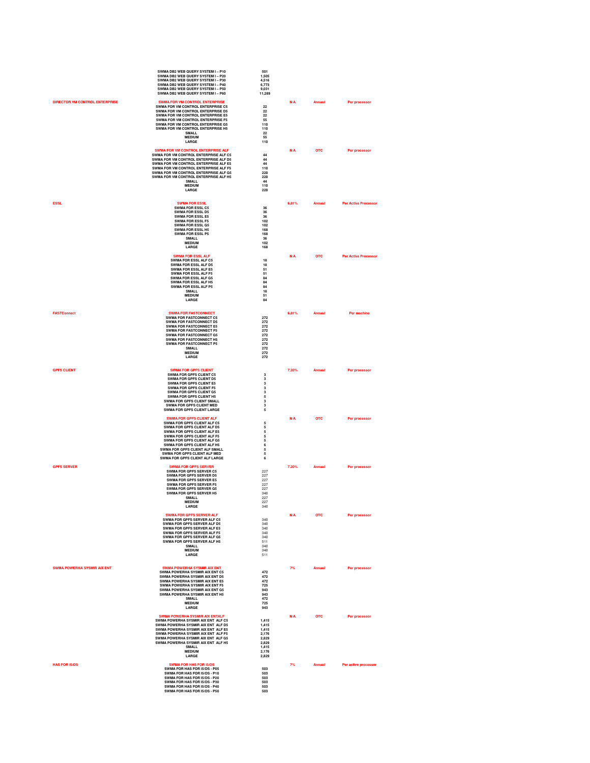| Product | Description | Price | Percentage | Type | Basis |
|---|---|---|---|---|---|
| | SWMA DB2 WEB QUERY SYSTEM I – P10 | 501 | | | |
| | SWMA DB2 WEB QUERY SYSTEM I – P20 | 1,505 | | | |
| | SWMA DB2 WEB QUERY SYSTEM I – P30 | 4,516 | | | |
| | SWMA DB2 WEB QUERY SYSTEM I – P40 | 6,773 | | | |
| | SWMA DB2 WEB QUERY SYSTEM I – P50 | 9,031 | | | |
| | SWMA DB2 WEB QUERY SYSTEM I – P60 | 11,289 | | | |
| DIRECTOR VM CONTROL ENTERPRISE | SWMA FOR VM CONTROL ENTERPRISE | | N/A | Annual | Per processor |
| | SWMA FOR VM CONTROL ENTERPRISE C5 | 22 | | | |
| | SWMA FOR VM CONTROL ENTERPRISE D5 | 22 | | | |
| | SWMA FOR VM CONTROL ENTERPRISE E5 | 22 | | | |
| | SWMA FOR VM CONTROL ENTERPRISE F5 | 55 | | | |
| | SWMA FOR VM CONTROL ENTERPRISE G5 | 110 | | | |
| | SWMA FOR VM CONTROL ENTERPRISE H5 | 110 | | | |
| | SMALL | 22 | | | |
| | MEDIUM | 55 | | | |
| | LARGE | 110 | | | |
| | SWMA FOR VM CONTROL ENTERPRISE ALF | | N/A | OTC | Per processor |
| | SWMA FOR VM CONTROL ENTERPRISE ALF C5 | 44 | | | |
| | SWMA FOR VM CONTROL ENTERPRISE ALF D5 | 44 | | | |
| | SWMA FOR VM CONTROL ENTERPRISE ALF E5 | 44 | | | |
| | SWMA FOR VM CONTROL ENTERPRISE ALF F5 | 110 | | | |
| | SWMA FOR VM CONTROL ENTERPRISE ALF G5 | 220 | | | |
| | SWMA FOR VM CONTROL ENTERPRISE ALF H5 | 220 | | | |
| | SMALL | 44 | | | |
| | MEDIUM | 110 | | | |
| | LARGE | 220 | | | |
| ESSL | SWMA FOR ESSL | | 6.81% | Annual | Per Active Processor |
| | SWMA FOR ESSL C5 | 36 | | | |
| | SWMA FOR ESSL D5 | 36 | | | |
| | SWMA FOR ESSL E5 | 36 | | | |
| | SWMA FOR ESSL F5 | 102 | | | |
| | SWMA FOR ESSL G5 | 102 | | | |
| | SWMA FOR ESSL H5 | 168 | | | |
| | SWMA FOR ESSL P5 | 168 | | | |
| | SMALL | 36 | | | |
| | MEDIUM | 102 | | | |
| | LARGE | 168 | | | |
| | SWMA FOR ESSL ALF | | N/A | OTC | Per Active Processor |
| | SWMA FOR ESSL ALF C5 | 18 | | | |
| | SWMA FOR ESSL ALF D5 | 18 | | | |
| | SWMA FOR ESSL ALF E5 | 51 | | | |
| | SWMA FOR ESSL ALF F5 | 51 | | | |
| | SWMA FOR ESSL ALF G5 | 84 | | | |
| | SWMA FOR ESSL ALF H5 | 84 | | | |
| | SWMA FOR ESSL ALF P5 | 84 | | | |
| | SMALL | 18 | | | |
| | MEDIUM | 51 | | | |
| | LARGE | 84 | | | |
| FASTConnect | SWMA FOR FASTCONNECT | | 6.81% | Annual | Per machine |
| | SWMA FOR FASTCONNECT C5 | 272 | | | |
| | SWMA FOR FASTCONNECT D5 | 272 | | | |
| | SWMA FOR FASTCONNECT E5 | 272 | | | |
| | SWMA FOR FASTCONNECT F5 | 272 | | | |
| | SWMA FOR FASTCONNECT G5 | 272 | | | |
| | SWMA FOR FASTCONNECT H5 | 272 | | | |
| | SWMA FOR FASTCONNECT P5 | 272 | | | |
| | SMALL | 272 | | | |
| | MEDIUM | 272 | | | |
| | LARGE | 272 | | | |
| GPFS CLIENT | SWMA FOR GPFS CLIENT | | 7.20% | Annual | Per processor |
| | SWMA FOR GPFS CLIENT C5 | 3 | | | |
| | SWMA FOR GPFS CLIENT D5 | 3 | | | |
| | SWMA FOR GPFS CLIENT E5 | 3 | | | |
| | SWMA FOR GPFS CLIENT F5 | 3 | | | |
| | SWMA FOR GPFS CLIENT G5 | 3 | | | |
| | SWMA FOR GPFS CLIENT H5 | 5 | | | |
| | SWMA FOR GPFS CLIENT SMALL | 3 | | | |
| | SWMA FOR GPFS CLIENT MED | 3 | | | |
| | SWMA FOR GPFS CLIENT LARGE | 5 | | | |
| | SWMA FOR GPFS CLIENT ALF | | N/A | OTC | Per processor |
| | SWMA FOR GPFS CLIENT ALF C5 | 5 | | | |
| | SWMA FOR GPFS CLIENT ALF D5 | 5 | | | |
| | SWMA FOR GPFS CLIENT ALF E5 | 5 | | | |
| | SWMA FOR GPFS CLIENT ALF F5 | 5 | | | |
| | SWMA FOR GPFS CLIENT ALF G5 | 5 | | | |
| | SWMA FOR GPFS CLIENT ALF H5 | 6 | | | |
| | SWMA FOR GPFS CLIENT ALF SMALL | 5 | | | |
| | SWMA FOR GPFS CLIENT ALF MED | 5 | | | |
| | SWMA FOR GPFS CLIENT ALF LARGE | 6 | | | |
| GPFS SERVER | SWMA FOR GPFS SERVER | | 7.20% | Annual | Per processor |
| | SWMA FOR GPFS SERVER C5 | 227 | | | |
| | SWMA FOR GPFS SERVER D5 | 227 | | | |
| | SWMA FOR GPFS SERVER E5 | 227 | | | |
| | SWMA FOR GPFS SERVER F5 | 227 | | | |
| | SWMA FOR GPFS SERVER G5 | 227 | | | |
| | SWMA FOR GPFS SERVER H5 | 340 | | | |
| | SMALL | 227 | | | |
| | MEDIUM | 227 | | | |
| | LARGE | 340 | | | |
| | SWMA FOR GPFS SERVER ALF | | N/A | OTC | Per processor |
| | SWMA FOR GPFS SERVER ALF C5 | 340 | | | |
| | SWMA FOR GPFS SERVER ALF D5 | 340 | | | |
| | SWMA FOR GPFS SERVER ALF E5 | 340 | | | |
| | SWMA FOR GPFS SERVER ALF F5 | 340 | | | |
| | SWMA FOR GPFS SERVER ALF G5 | 340 | | | |
| | SWMA FOR GPFS SERVER ALF H5 | 511 | | | |
| | SMALL | 340 | | | |
| | MEDIUM | 340 | | | |
| | LARGE | 511 | | | |
| SWMA POWERHA SYSMIR AIX ENT | SWMA POWERHA SYSMIR AIX ENT | | 7% | Annual | Per processor |
| | SWMA POWERHA SYSMIR AIX ENT C5 | 472 | | | |
| | SWMA POWERHA SYSMIR AIX ENT D5 | 472 | | | |
| | SWMA POWERHA SYSMIR AIX ENT E5 | 472 | | | |
| | SWMA POWERHA SYSMIR AIX ENT F5 | 725 | | | |
| | SWMA POWERHA SYSMIR AIX ENT G5 | 943 | | | |
| | SWMA POWERHA SYSMIR AIX ENT H5 | 943 | | | |
| | SMALL | 472 | | | |
| | MEDIUM | 725 | | | |
| | LARGE | 943 | | | |
| | SWMA POWERHA SYSMIR AIX ENTALF | | N/A | OTC | Per processor |
| | SWMA POWERHA SYSMIR AIX ENT ALF C5 | 1,415 | | | |
| | SWMA POWERHA SYSMIR AIX ENT ALF D5 | 1,415 | | | |
| | SWMA POWERHA SYSMIR AIX ENT ALF E5 | 1,415 | | | |
| | SWMA POWERHA SYSMIR AIX ENT ALF F5 | 2,176 | | | |
| | SWMA POWERHA SYSMIR AIX ENT ALF G5 | 2,829 | | | |
| | SWMA POWERHA SYSMIR AIX ENT ALF H5 | 2,829 | | | |
| | SMALL | 1,415 | | | |
| | MEDIUM | 2,176 | | | |
| | LARGE | 2,829 | | | |
| HAS FOR i5/OS | SWMA FOR HAS FOR i5/OS | | 7% | Annual | Per active processor |
| | SWMA FOR HAS FOR I5/OS - P05 | 503 | | | |
| | SWMA FOR HAS FOR I5/OS - P10 | 503 | | | |
| | SWMA FOR HAS FOR I5/OS - P20 | 503 | | | |
| | SWMA FOR HAS FOR I5/OS - P30 | 503 | | | |
| | SWMA FOR HAS FOR I5/OS - P40 | 503 | | | |
| | SWMA FOR HAS FOR I5/OS - P50 | 503 | | | |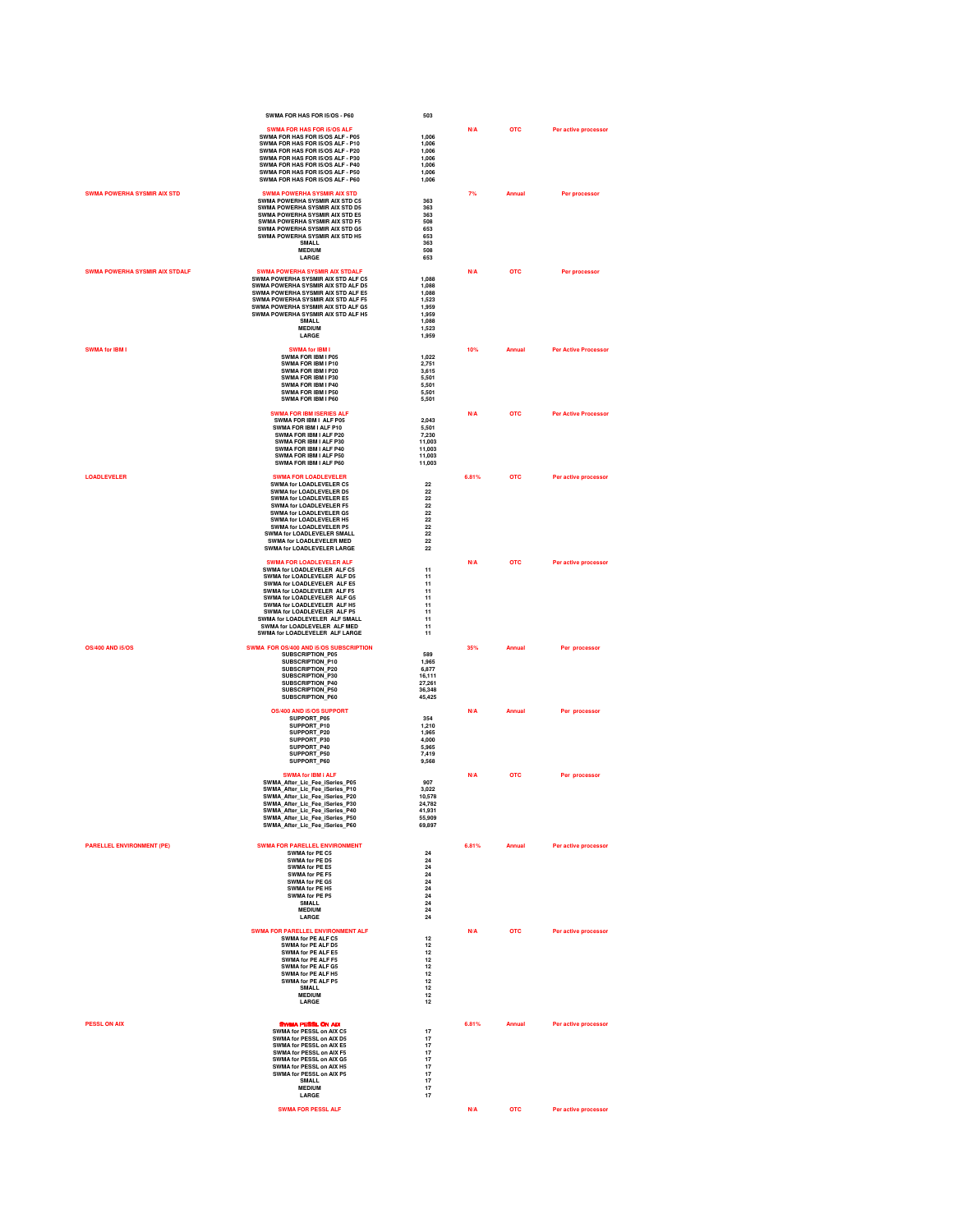| | | | | | |
|---|---|---|---|---|---|
| | SWMA FOR HAS FOR I5/OS - P60 | 503 | | | |
| | SWMA FOR HAS FOR I5/OS ALF | | N/A | OTC | Per active processor |
| | SWMA FOR HAS FOR I5/OS ALF - P05 | 1,006 | | | |
| | SWMA FOR HAS FOR I5/OS ALF - P10 | 1,006 | | | |
| | SWMA FOR HAS FOR I5/OS ALF - P20 | 1,006 | | | |
| | SWMA FOR HAS FOR I5/OS ALF - P30 | 1,006 | | | |
| | SWMA FOR HAS FOR I5/OS ALF - P40 | 1,006 | | | |
| | SWMA FOR HAS FOR I5/OS ALF - P50 | 1,006 | | | |
| | SWMA FOR HAS FOR I5/OS ALF - P60 | 1,006 | | | |
| SWMA POWERHA SYSMIR AIX STD | SWMA POWERHA SYSMIR AIX STD | | 7% | Annual | Per processor |
| | SWMA POWERHA SYSMIR AIX STD C5 | 363 | | | |
| | SWMA POWERHA SYSMIR AIX STD D5 | 363 | | | |
| | SWMA POWERHA SYSMIR AIX STD E5 | 363 | | | |
| | SWMA POWERHA SYSMIR AIX STD F5 | 508 | | | |
| | SWMA POWERHA SYSMIR AIX STD G5 | 653 | | | |
| | SWMA POWERHA SYSMIR AIX STD H5 | 653 | | | |
| | SMALL | 363 | | | |
| | MEDIUM | 508 | | | |
| | LARGE | 653 | | | |
| SWMA POWERHA SYSMIR AIX STDALF | SWMA POWERHA SYSMIR AIX STDALF | | N/A | OTC | Per processor |
| | SWMA POWERHA SYSMIR AIX STD ALF C5 | 1,088 | | | |
| | SWMA POWERHA SYSMIR AIX STD ALF D5 | 1,088 | | | |
| | SWMA POWERHA SYSMIR AIX STD ALF E5 | 1,088 | | | |
| | SWMA POWERHA SYSMIR AIX STD ALF F5 | 1,523 | | | |
| | SWMA POWERHA SYSMIR AIX STD ALF G5 | 1,959 | | | |
| | SWMA POWERHA SYSMIR AIX STD ALF H5 | 1,959 | | | |
| | SMALL | 1,088 | | | |
| | MEDIUM | 1,523 | | | |
| | LARGE | 1,959 | | | |
| SWMA for IBM I | SWMA for IBM I | | 10% | Annual | Per Active Processor |
| | SWMA FOR IBM I P05 | 1,022 | | | |
| | SWMA FOR IBM I P10 | 2,751 | | | |
| | SWMA FOR IBM I P20 | 3,615 | | | |
| | SWMA FOR IBM I P30 | 5,501 | | | |
| | SWMA FOR IBM I P40 | 5,501 | | | |
| | SWMA FOR IBM I P50 | 5,501 | | | |
| | SWMA FOR IBM I P60 | 5,501 | | | |
| | SWMA FOR IBM ISERIES ALF | | N/A | OTC | Per Active Processor |
| | SWMA FOR IBM I ALF P05 | 2,043 | | | |
| | SWMA FOR IBM I ALF P10 | 5,501 | | | |
| | SWMA FOR IBM I ALF P20 | 7,230 | | | |
| | SWMA FOR IBM I ALF P30 | 11,003 | | | |
| | SWMA FOR IBM I ALF P40 | 11,003 | | | |
| | SWMA FOR IBM I ALF P50 | 11,003 | | | |
| | SWMA FOR IBM I ALF P60 | 11,003 | | | |
| LOADLEVELER | SWMA FOR LOADLEVELER | | 6.81% | OTC | Per active processor |
| | SWMA for LOADLEVELER C5 | 22 | | | |
| | SWMA for LOADLEVELER D5 | 22 | | | |
| | SWMA for LOADLEVELER E5 | 22 | | | |
| | SWMA for LOADLEVELER F5 | 22 | | | |
| | SWMA for LOADLEVELER G5 | 22 | | | |
| | SWMA for LOADLEVELER H5 | 22 | | | |
| | SWMA for LOADLEVELER P5 | 22 | | | |
| | SWMA for LOADLEVELER SMALL | 22 | | | |
| | SWMA for LOADLEVELER MED | 22 | | | |
| | SWMA for LOADLEVELER LARGE | 22 | | | |
| | SWMA FOR LOADLEVELER ALF | | N/A | OTC | Per active processor |
| | SWMA for LOADLEVELER ALF C5 | 11 | | | |
| | SWMA for LOADLEVELER ALF D5 | 11 | | | |
| | SWMA for LOADLEVELER ALF E5 | 11 | | | |
| | SWMA for LOADLEVELER ALF F5 | 11 | | | |
| | SWMA for LOADLEVELER ALF G5 | 11 | | | |
| | SWMA for LOADLEVELER ALF H5 | 11 | | | |
| | SWMA for LOADLEVELER ALF P5 | 11 | | | |
| | SWMA for LOADLEVELER ALF SMALL | 11 | | | |
| | SWMA for LOADLEVELER ALF MED | 11 | | | |
| | SWMA for LOADLEVELER ALF LARGE | 11 | | | |
| OS/400 AND i5/OS | SWMA FOR OS/400 AND i5/OS SUBSCRIPTION | | 35% | Annual | Per processor |
| | SUBSCRIPTION_P05 | 589 | | | |
| | SUBSCRIPTION_P10 | 1,965 | | | |
| | SUBSCRIPTION_P20 | 6,877 | | | |
| | SUBSCRIPTION_P30 | 16,111 | | | |
| | SUBSCRIPTION_P40 | 27,261 | | | |
| | SUBSCRIPTION_P50 | 36,348 | | | |
| | SUBSCRIPTION_P60 | 45,425 | | | |
| | OS/400 AND i5/OS SUPPORT | | N/A | Annual | Per processor |
| | SUPPORT_P05 | 354 | | | |
| | SUPPORT_P10 | 1,210 | | | |
| | SUPPORT_P20 | 1,965 | | | |
| | SUPPORT_P30 | 4,000 | | | |
| | SUPPORT_P40 | 5,965 | | | |
| | SUPPORT_P50 | 7,419 | | | |
| | SUPPORT_P60 | 9,568 | | | |
| | SWMA for IBM i ALF | | N/A | OTC | Per processor |
| | SWMA_After_Lic_Fee_iSeries_P05 | 907 | | | |
| | SWMA_After_Lic_Fee_iSeries_P10 | 3,022 | | | |
| | SWMA_After_Lic_Fee_iSeries_P20 | 10,576 | | | |
| | SWMA_After_Lic_Fee_iSeries_P30 | 24,782 | | | |
| | SWMA_After_Lic_Fee_iSeries_P40 | 41,931 | | | |
| | SWMA_After_Lic_Fee_iSeries_P50 | 55,909 | | | |
| | SWMA_After_Lic_Fee_iSeries_P60 | 69,897 | | | |
| PARELLEL ENVIRONMENT (PE) | SWMA FOR PARELLEL ENVIRONMENT | | 6.81% | Annual | Per active processor |
| | SWMA for PE C5 | 24 | | | |
| | SWMA for PE D5 | 24 | | | |
| | SWMA for PE E5 | 24 | | | |
| | SWMA for PE F5 | 24 | | | |
| | SWMA for PE G5 | 24 | | | |
| | SWMA for PE H5 | 24 | | | |
| | SWMA for PE P5 | 24 | | | |
| | SMALL | 24 | | | |
| | MEDIUM | 24 | | | |
| | LARGE | 24 | | | |
| | SWMA FOR PARELLEL ENVIRONMENT ALF | | N/A | OTC | Per active processor |
| | SWMA for PE ALF C5 | 12 | | | |
| | SWMA for PE ALF D5 | 12 | | | |
| | SWMA for PE ALF E5 | 12 | | | |
| | SWMA for PE ALF F5 | 12 | | | |
| | SWMA for PE ALF G5 | 12 | | | |
| | SWMA for PE ALF H5 | 12 | | | |
| | SWMA for PE ALF P5 | 12 | | | |
| | SMALL | 12 | | | |
| | MEDIUM | 12 | | | |
| | LARGE | 12 | | | |
| PESSL ON AIX | SWMA PESSL ON AIX | | 6.81% | Annual | Per active processor |
| | SWMA for PESSL on AIX C5 | 17 | | | |
| | SWMA for PESSL on AIX D5 | 17 | | | |
| | SWMA for PESSL on AIX E5 | 17 | | | |
| | SWMA for PESSL on AIX F5 | 17 | | | |
| | SWMA for PESSL on AIX G5 | 17 | | | |
| | SWMA for PESSL on AIX H5 | 17 | | | |
| | SWMA for PESSL on AIX P5 | 17 | | | |
| | SMALL | 17 | | | |
| | MEDIUM | 17 | | | |
| | LARGE | 17 | | | |
| | SWMA FOR PESSL ALF | | N/A | OTC | Per active processor |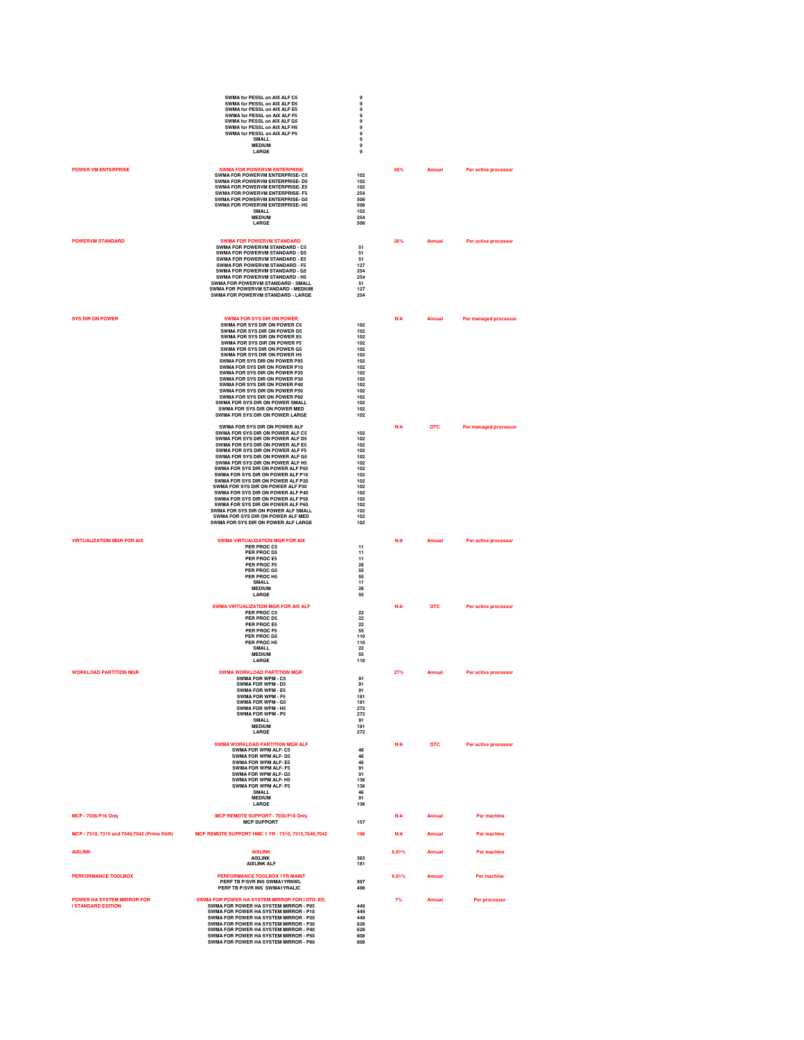| | | | | | |
|---|---|---|---|---|---|
| | SWMA for PESSL on AIX ALF C5 | 9 | | | |
| | SWMA for PESSL on AIX ALF D5 | 9 | | | |
| | SWMA for PESSL on AIX ALF E5 | 9 | | | |
| | SWMA for PESSL on AIX ALF F5 | 9 | | | |
| | SWMA for PESSL on AIX ALF G5 | 9 | | | |
| | SWMA for PESSL on AIX ALF H5 | 9 | | | |
| | SWMA for PESSL on AIX ALF P5 | 9 | | | |
| | SMALL | 9 | | | |
| | MEDIUM | 9 | | | |
| | LARGE | 9 | | | |
| POWER VM ENTERPRISE | SWMA FOR POWERVM ENTERPRISE | | 26% | Annual | Per active processor |
| | SWMA FOR POWERVM ENTERPRISE- C5 | 102 | | | |
| | SWMA FOR POWERVM ENTERPRISE- D5 | 102 | | | |
| | SWMA FOR POWERVM ENTERPRISE- E5 | 102 | | | |
| | SWMA FOR POWERVM ENTERPRISE- F5 | 254 | | | |
| | SWMA FOR POWERVM ENTERPRISE- G5 | 508 | | | |
| | SWMA FOR POWERVM ENTERPRISE- H5 | 508 | | | |
| | SMALL | 102 | | | |
| | MEDIUM | 254 | | | |
| | LARGE | 508 | | | |
| POWERVM STANDARD | SWMA FOR POWERVM STANDARD | | 26% | Annual | Per active processor |
| | SWMA FOR POWERVM STANDARD - C5 | 51 | | | |
| | SWMA FOR POWERVM STANDARD - D5 | 51 | | | |
| | SWMA FOR POWERVM STANDARD - E5 | 51 | | | |
| | SWMA FOR POWERVM STANDARD - F5 | 127 | | | |
| | SWMA FOR POWERVM STANDARD - G5 | 254 | | | |
| | SWMA FOR POWERVM STANDARD - H5 | 254 | | | |
| | SWMA FOR POWERVM STANDARD - SMALL | 51 | | | |
| | SWMA FOR POWERVM STANDARD - MEDIUM | 127 | | | |
| | SWMA FOR POWERVM STANDARD - LARGE | 254 | | | |
| SYS DIR ON POWER | SWMA FOR SYS DIR ON POWER | | N/A | Annual | Per managed processor |
| | SWMA FOR SYS DIR ON POWER C5 | 102 | | | |
| | SWMA FOR SYS DIR ON POWER D5 | 102 | | | |
| | SWMA FOR SYS DIR ON POWER E5 | 102 | | | |
| | SWMA FOR SYS DIR ON POWER F5 | 102 | | | |
| | SWMA FOR SYS DIR ON POWER G5 | 102 | | | |
| | SWMA FOR SYS DIR ON POWER H5 | 102 | | | |
| | SWMA FOR SYS DIR ON POWER P05 | 102 | | | |
| | SWMA FOR SYS DIR ON POWER P10 | 102 | | | |
| | SWMA FOR SYS DIR ON POWER P20 | 102 | | | |
| | SWMA FOR SYS DIR ON POWER P30 | 102 | | | |
| | SWMA FOR SYS DIR ON POWER P40 | 102 | | | |
| | SWMA FOR SYS DIR ON POWER P50 | 102 | | | |
| | SWMA FOR SYS DIR ON POWER P60 | 102 | | | |
| | SWMA FOR SYS DIR ON POWER SMALL | 102 | | | |
| | SWMA FOR SYS DIR ON POWER MED | 102 | | | |
| | SWMA FOR SYS DIR ON POWER LARGE | 102 | | | |
| | SWMA FOR SYS DIR ON POWER ALF | | N/A | OTC | Per managed processor |
| | SWMA FOR SYS DIR ON POWER ALF C5 | 102 | | | |
| | SWMA FOR SYS DIR ON POWER ALF D5 | 102 | | | |
| | SWMA FOR SYS DIR ON POWER ALF E5 | 102 | | | |
| | SWMA FOR SYS DIR ON POWER ALF F5 | 102 | | | |
| | SWMA FOR SYS DIR ON POWER ALF G5 | 102 | | | |
| | SWMA FOR SYS DIR ON POWER ALF H5 | 102 | | | |
| | SWMA FOR SYS DIR ON POWER ALF P05 | 102 | | | |
| | SWMA FOR SYS DIR ON POWER ALF P10 | 102 | | | |
| | SWMA FOR SYS DIR ON POWER ALF P20 | 102 | | | |
| | SWMA FOR SYS DIR ON POWER ALF P30 | 102 | | | |
| | SWMA FOR SYS DIR ON POWER ALF P40 | 102 | | | |
| | SWMA FOR SYS DIR ON POWER ALF P50 | 102 | | | |
| | SWMA FOR SYS DIR ON POWER ALF P60 | 102 | | | |
| | SWMA FOR SYS DIR ON POWER ALF SMALL | 102 | | | |
| | SWMA FOR SYS DIR ON POWER ALF MED | 102 | | | |
| | SWMA FOR SYS DIR ON POWER ALF LARGE | 102 | | | |
| VIRTUALIZATION MGR FOR AIX | SWMA VIRTUALIZATION MGR FOR AIX | | N/A | Annual | Per active processor |
| | PER PROC C5 | 11 | | | |
| | PER PROC D5 | 11 | | | |
| | PER PROC E5 | 11 | | | |
| | PER PROC F5 | 28 | | | |
| | PER PROC G5 | 55 | | | |
| | PER PROC H5 | 55 | | | |
| | SMALL | 11 | | | |
| | MEDIUM | 28 | | | |
| | LARGE | 55 | | | |
| | SWMA VIRTUALIZATION MGR FOR AIX ALF | | N/A | OTC | Per active processor |
| | PER PROC C5 | 22 | | | |
| | PER PROC D5 | 22 | | | |
| | PER PROC E5 | 22 | | | |
| | PER PROC F5 | 55 | | | |
| | PER PROC G5 | 110 | | | |
| | PER PROC H5 | 110 | | | |
| | SMALL | 22 | | | |
| | MEDIUM | 55 | | | |
| | LARGE | 110 | | | |
| WORKLOAD PARTITION MGR | SWMA WORKLOAD PARTITION MGR | | 27% | Annual | Per active processor |
| | SWMA FOR WPM - C5 | 91 | | | |
| | SWMA FOR WPM - D5 | 91 | | | |
| | SWMA FOR WPM - E5 | 91 | | | |
| | SWMA FOR WPM - F5 | 181 | | | |
| | SWMA FOR WPM - G5 | 181 | | | |
| | SWMA FOR WPM - H5 | 272 | | | |
| | SWMA FOR WPM - P5 | 272 | | | |
| | SMALL | 91 | | | |
| | MEDIUM | 181 | | | |
| | LARGE | 272 | | | |
| | SWMA WORKLOAD PARTITION MGR ALF | | N/A | OTC | Per active processor |
| | SWMA FOR WPM ALF- C5 | 46 | | | |
| | SWMA FOR WPM ALF- D5 | 46 | | | |
| | SWMA FOR WPM ALF- E5 | 46 | | | |
| | SWMA FOR WPM ALF- F5 | 91 | | | |
| | SWMA FOR WPM ALF- G5 | 91 | | | |
| | SWMA FOR WPM ALF- H5 | 136 | | | |
| | SWMA FOR WPM ALF- P5 | 136 | | | |
| | SMALL | 46 | | | |
| | MEDIUM | 91 | | | |
| | LARGE | 136 | | | |
| MCP - 7036/P16 Only | MCP REMOTE SUPPORT - 7036/P16 Only | | N/A | Annual | Per machine |
| | MCP SUPPORT | 157 | | | |
| MCP - 7310, 7315 and 7040,7042 (Prime Shift) | MCP REMOTE SUPPORT HMC 1 YR - 7310, 7315,7040,7042 | 196 | N/A | Annual | Per machine |
| AIXLINK | AIXLINK | | 6.81% | Annual | Per machine |
| | AIXLINK | 363 | | | |
| | AIXLINK ALF | 181 | | | |
| PERFORMANCE TOOLBOX | PERFORMANCE TOOLBOX 1YR MAINT | | 6.81% | Annual | Per machine |
| | PERF TB P/SVR INS SWMA1YRNWL | 997 | | | |
| | PERF TB P/SVR INS SWMA1YRALIC | 498 | | | |
| POWER HA SYSTEM MIRROR FOR I STANDARD EDITION | SWMA FOR POWER HA SYSTEM MIRROR FOR I STD. ED. | | 7% | Annual | Per processor |
| | SWMA FOR POWER HA SYSTEM MIRROR - P05 | 449 | | | |
| | SWMA FOR POWER HA SYSTEM MIRROR - P10 | 449 | | | |
| | SWMA FOR POWER HA SYSTEM MIRROR - P20 | 449 | | | |
| | SWMA FOR POWER HA SYSTEM MIRROR - P30 | 628 | | | |
| | SWMA FOR POWER HA SYSTEM MIRROR - P40 | 628 | | | |
| | SWMA FOR POWER HA SYSTEM MIRROR - P50 | 808 | | | |
| | SWMA FOR POWER HA SYSTEM MIRROR - P60 | 808 | | | |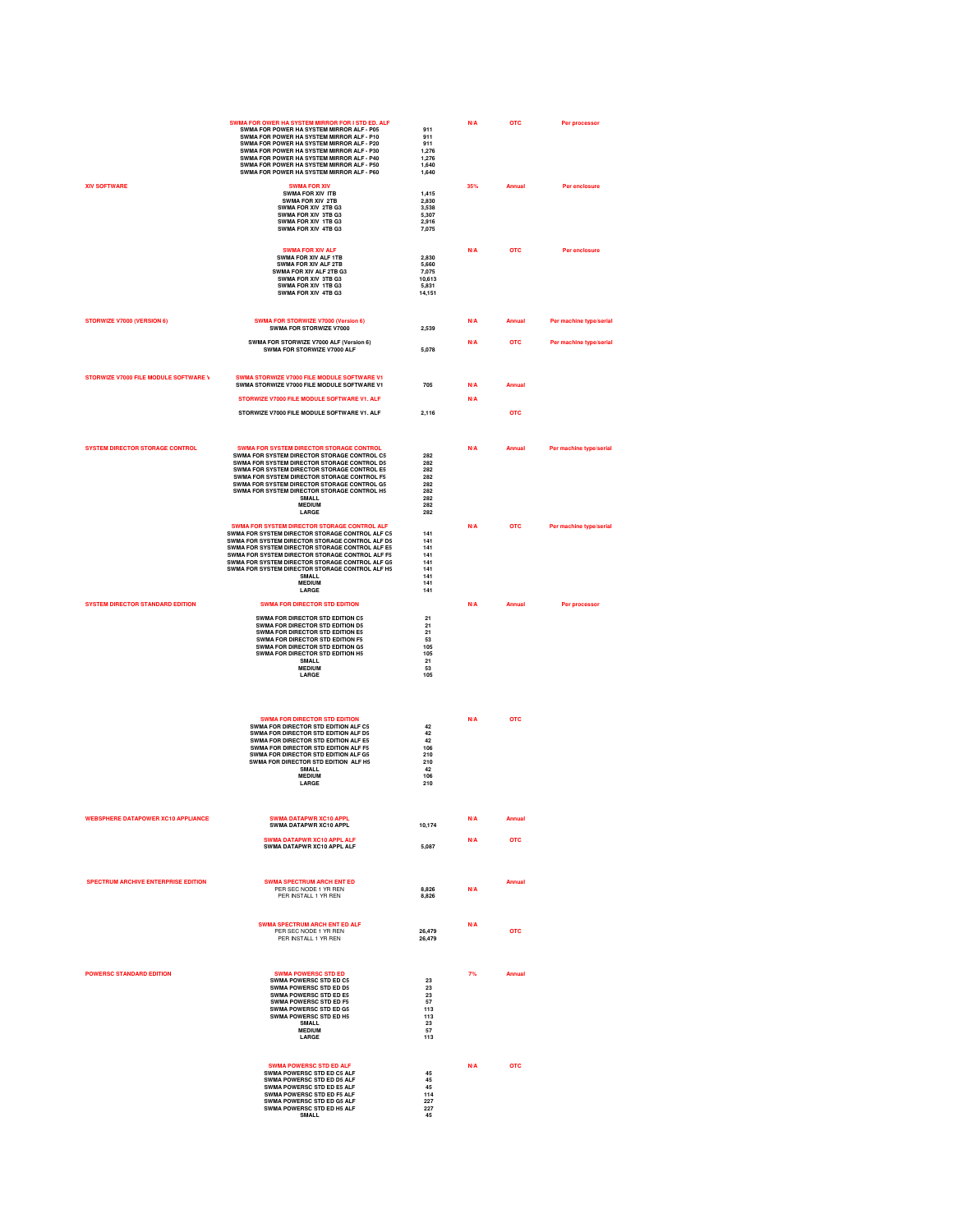| Product | Description | Price | Uplift | Term | Metric |
|---|---|---|---|---|---|
| | **SWMA FOR OWER HA SYSTEM MIRROR FOR I STD ED. ALF** | | N/A | OTC | Per processor |
| | SWMA FOR POWER HA SYSTEM MIRROR ALF - P05 | 911 | | | |
| | SWMA FOR POWER HA SYSTEM MIRROR ALF - P10 | 911 | | | |
| | SWMA FOR POWER HA SYSTEM MIRROR ALF - P20 | 911 | | | |
| | SWMA FOR POWER HA SYSTEM MIRROR ALF - P30 | 1,276 | | | |
| | SWMA FOR POWER HA SYSTEM MIRROR ALF - P40 | 1,276 | | | |
| | SWMA FOR POWER HA SYSTEM MIRROR ALF - P50 | 1,640 | | | |
| | SWMA FOR POWER HA SYSTEM MIRROR ALF - P60 | 1,640 | | | |
| **XIV SOFTWARE** | **SWMA FOR XIV** | | 35% | Annual | Per enclosure |
| | SWMA FOR XIV ITB | 1,415 | | | |
| | SWMA FOR XIV 2TB | 2,830 | | | |
| | SWMA FOR XIV 2TB G3 | 3,538 | | | |
| | SWMA FOR XIV 3TB G3 | 5,307 | | | |
| | SWMA FOR XIV 1TB G3 | 2,916 | | | |
| | SWMA FOR XIV 4TB G3 | 7,075 | | | |
| | **SWMA FOR XIV ALF** | | N/A | OTC | Per enclosure |
| | SWMA FOR XIV ALF 1TB | 2,830 | | | |
| | SWMA FOR XIV ALF 2TB | 5,660 | | | |
| | SWMA FOR XIV ALF 2TB G3 | 7,075 | | | |
| | SWMA FOR XIV 3TB G3 | 10,613 | | | |
| | SWMA FOR XIV 1TB G3 | 5,831 | | | |
| | SWMA FOR XIV 4TB G3 | 14,151 | | | |
| **STORWIZE V7000 (VERSION 6)** | **SWMA FOR STORWIZE V7000 (Version 6)** | | N/A | Annual | Per machine type/serial |
| | SWMA FOR STORWIZE V7000 | 2,539 | | | |
| | SWMA FOR STORWIZE V7000 ALF (Version 6) | | N/A | OTC | Per machine type/serial |
| | SWMA FOR STORWIZE V7000 ALF | 5,078 | | | |
| **STORWIZE V7000 FILE MODULE SOFTWARE V** | **SWMA STORWIZE V7000 FILE MODULE SOFTWARE V1** | | | | |
| | SWMA STORWIZE V7000 FILE MODULE SOFTWARE V1 | 705 | N/A | Annual | |
| | **STORWIZE V7000 FILE MODULE SOFTWARE V1. ALF** | | N/A | | |
| | STORWIZE V7000 FILE MODULE SOFTWARE V1. ALF | 2,116 | | OTC | |
| **SYSTEM DIRECTOR STORAGE CONTROL** | **SWMA FOR SYSTEM DIRECTOR STORAGE CONTROL** | | N/A | Annual | Per machine type/serial |
| | SWMA FOR SYSTEM DIRECTOR STORAGE CONTROL C5 | 282 | | | |
| | SWMA FOR SYSTEM DIRECTOR STORAGE CONTROL D5 | 282 | | | |
| | SWMA FOR SYSTEM DIRECTOR STORAGE CONTROL E5 | 282 | | | |
| | SWMA FOR SYSTEM DIRECTOR STORAGE CONTROL F5 | 282 | | | |
| | SWMA FOR SYSTEM DIRECTOR STORAGE CONTROL G5 | 282 | | | |
| | SWMA FOR SYSTEM DIRECTOR STORAGE CONTROL H5 | 282 | | | |
| | SMALL | 282 | | | |
| | MEDIUM | 282 | | | |
| | LARGE | 282 | | | |
| | **SWMA FOR SYSTEM DIRECTOR STORAGE CONTROL ALF** | | N/A | OTC | Per machine type/serial |
| | SWMA FOR SYSTEM DIRECTOR STORAGE CONTROL ALF C5 | 141 | | | |
| | SWMA FOR SYSTEM DIRECTOR STORAGE CONTROL ALF D5 | 141 | | | |
| | SWMA FOR SYSTEM DIRECTOR STORAGE CONTROL ALF E5 | 141 | | | |
| | SWMA FOR SYSTEM DIRECTOR STORAGE CONTROL ALF F5 | 141 | | | |
| | SWMA FOR SYSTEM DIRECTOR STORAGE CONTROL ALF G5 | 141 | | | |
| | SWMA FOR SYSTEM DIRECTOR STORAGE CONTROL ALF H5 | 141 | | | |
| | SMALL | 141 | | | |
| | MEDIUM | 141 | | | |
| | LARGE | 141 | | | |
| **SYSTEM DIRECTOR STANDARD EDITION** | **SWMA FOR DIRECTOR STD EDITION** | | N/A | Annual | Per processor |
| | SWMA FOR DIRECTOR STD EDITION C5 | 21 | | | |
| | SWMA FOR DIRECTOR STD EDITION D5 | 21 | | | |
| | SWMA FOR DIRECTOR STD EDITION E5 | 21 | | | |
| | SWMA FOR DIRECTOR STD EDITION F5 | 53 | | | |
| | SWMA FOR DIRECTOR STD EDITION G5 | 105 | | | |
| | SWMA FOR DIRECTOR STD EDITION H5 | 105 | | | |
| | SMALL | 21 | | | |
| | MEDIUM | 53 | | | |
| | LARGE | 105 | | | |
| | **SWMA FOR DIRECTOR STD EDITION** | | N/A | OTC | |
| | SWMA FOR DIRECTOR STD EDITION ALF C5 | 42 | | | |
| | SWMA FOR DIRECTOR STD EDITION ALF D5 | 42 | | | |
| | SWMA FOR DIRECTOR STD EDITION ALF E5 | 42 | | | |
| | SWMA FOR DIRECTOR STD EDITION ALF F5 | 106 | | | |
| | SWMA FOR DIRECTOR STD EDITION ALF G5 | 210 | | | |
| | SWMA FOR DIRECTOR STD EDITION ALF H5 | 210 | | | |
| | SMALL | 42 | | | |
| | MEDIUM | 106 | | | |
| | LARGE | 210 | | | |
| **WEBSPHERE DATAPOWER XC10 APPLIANCE** | **SWMA DATAPWR XC10 APPL** | | N/A | Annual | |
| | SWMA DATAPWR XC10 APPL | 10,174 | | | |
| | **SWMA DATAPWR XC10 APPL ALF** | | N/A | OTC | |
| | SWMA DATAPWR XC10 APPL ALF | 5,087 | | | |
| **SPECTRUM ARCHIVE ENTERPRISE EDITION** | **SWMA SPECTRUM ARCH ENT ED** | | | Annual | |
| | PER SEC NODE 1 YR REN | 8,826 | N/A | | |
| | PER INSTALL 1 YR REN | 8,826 | | | |
| | **SWMA SPECTRUM ARCH ENT ED ALF** | | N/A | | |
| | PER SEC NODE 1 YR REN | 26,479 | | OTC | |
| | PER INSTALL 1 YR REN | 26,479 | | | |
| **POWERSC STANDARD EDITION** | **SWMA POWERSC STD ED** | | 7% | Annual | |
| | SWMA POWERSC STD ED C5 | 23 | | | |
| | SWMA POWERSC STD ED D5 | 23 | | | |
| | SWMA POWERSC STD ED E5 | 23 | | | |
| | SWMA POWERSC STD ED F5 | 57 | | | |
| | SWMA POWERSC STD ED G5 | 113 | | | |
| | SWMA POWERSC STD ED H5 | 113 | | | |
| | SMALL | 23 | | | |
| | MEDIUM | 57 | | | |
| | LARGE | 113 | | | |
| | **SWMA POWERSC STD ED ALF** | | N/A | OTC | |
| | SWMA POWERSC STD ED C5 ALF | 45 | | | |
| | SWMA POWERSC STD ED D5 ALF | 45 | | | |
| | SWMA POWERSC STD ED E5 ALF | 45 | | | |
| | SWMA POWERSC STD ED F5 ALF | 114 | | | |
| | SWMA POWERSC STD ED G5 ALF | 227 | | | |
| | SWMA POWERSC STD ED H5 ALF | 227 | | | |
| | SMALL | 45 | | | |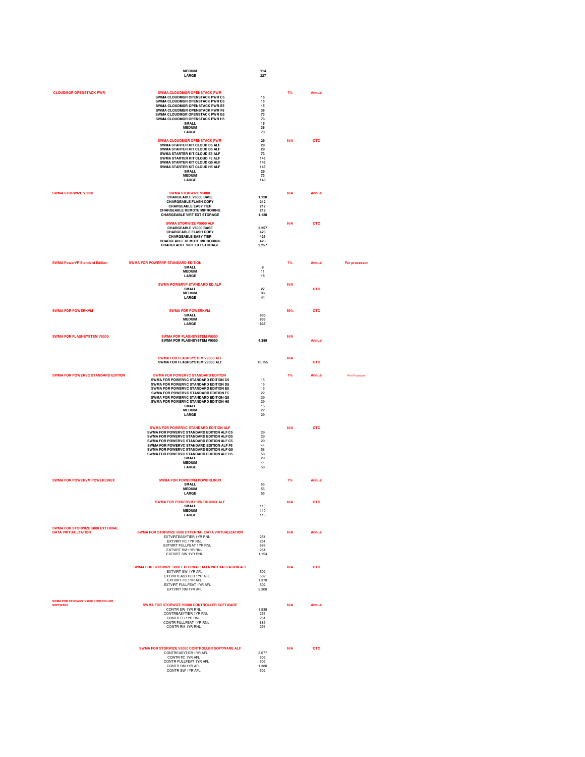| Product | Description | Price | % | Type | Note |
|---|---|---|---|---|---|
| | MEDIUM | 114 | | | |
| | LARGE | 227 | | | |
| CLOUDMGR OPENSTACK PWR | SWMA CLOUDMGR OPENSTACK PWR | | 7% | Annual | |
| | SWMA CLOUDMGR OPENSTACK PWR C5 | 15 | | | |
| | SWMA CLOUDMGR OPENSTACK PWR D5 | 15 | | | |
| | SWMA CLOUDMGR OPENSTACK PWR E5 | 15 | | | |
| | SWMA CLOUDMGR OPENSTACK PWR F5 | 36 | | | |
| | SWMA CLOUDMGR OPENSTACK PWR G5 | 73 | | | |
| | SWMA CLOUDMGR OPENSTACK PWR H5 | 73 | | | |
| | SMALL | 15 | | | |
| | MEDIUM | 36 | | | |
| | LARGE | 73 | | | |
| | SWMA CLOUDMGR OPENSTACK PWR | 29 | N/A | OTC | |
| | SWMA STARTER KIT CLOUD C5 ALF | 29 | | | |
| | SWMA STARTER KIT CLOUD D5 ALF | 29 | | | |
| | SWMA STARTER KIT CLOUD E5 ALF | 73 | | | |
| | SWMA STARTER KIT CLOUD F5 ALF | 145 | | | |
| | SWMA STARTER KIT CLOUD G5 ALF | 145 | | | |
| | SWMA STARTER KIT CLOUD H5 ALF | 145 | | | |
| | SMALL | 29 | | | |
| | MEDIUM | 73 | | | |
| | LARGE | 145 | | | |
| SWMA STORWIZE V5000 | SWMA STORWIZE V5000 | | N/A | Annual | |
| | CHARGEABLE V5000 BASE | 1,128 | | | |
| | CHARGEABLE FLASH COPY | 212 | | | |
| | CHARGEABLE EASY TIER | 212 | | | |
| | CHARGEABLE REMOTE MIRRORING | 212 | | | |
| | CHARGEABLE VIRT EXT STORAGE | 1,128 | | | |
| | SWMA STORWIZE V5000 ALF | | N/A | OTC | |
| | CHARGEABLE V5000 BASE | 2,257 | | | |
| | CHARGEABLE FLASH COPY | 423 | | | |
| | CHARGEABLE EASY TIER | 423 | | | |
| | CHARGEABLE REMOTE MIRRORING | 423 | | | |
| | CHARGEABLE VIRT EXT STORAGE | 2,257 | | | |
| SWMA PowerVP Standard Edition | SWMA FOR POWERVP STANDARD EDITION | | 7% | Annual | Per processor |
| | SMALL | 9 | | | |
| | MEDIUM | 11 | | | |
| | LARGE | 15 | | | |
| | SWMA POWERVP STANDARD ED ALF | | N/A | OTC | |
| | SMALL | 27 | | | |
| | MEDIUM | 33 | | | |
| | LARGE | 44 | | | |
| SWMA FOR POWERKVM | SWMA FOR POWERKVM | | 50% | OTC | |
| | SMALL | 835 | | | |
| | MEDIUM | 835 | | | |
| | LARGE | 835 | | | |
| SWMA FOR FLASHSYSTEM V9000 | SWMA FOR FLASHSYSTEM V9000 | | N/A | | |
| | SWMA FOR FLASHSYSTEM V9000 | 4,385 | | Annual | |
| | SWMA FOR FLASHSYSTEM V9000 ALF | | N/A | | |
| | SWMA FOR FLASHSYSTEM V9000 ALF | 13,155 | | OTC | |
| SWMA FOR POWERVC STANDARD EDITION | SWMA FOR POWERVC STANDARD EDITION | | 7% | Annual | Per Processor |
| | SWMA FOR POWERVC STANDARD EDITION C5 | 15 | | | |
| | SWMA FOR POWERVC STANDARD EDITION D5 | 15 | | | |
| | SWMA FOR POWERVC STANDARD EDITION E5 | 15 | | | |
| | SWMA FOR POWERVC STANDARD EDITION F5 | 22 | | | |
| | SWMA FOR POWERVC STANDARD EDITION G5 | 29 | | | |
| | SWMA FOR POWERVC STANDARD EDITION H5 | 29 | | | |
| | SMALL | 15 | | | |
| | MEDIUM | 22 | | | |
| | LARGE | 29 | | | |
| | SWMA FOR POWERVC STANDARD EDITION ALF | | N/A | OTC | |
| | SWMA FOR POWERVC STANDARD EDITION ALF C5 | 29 | | | |
| | SWMA FOR POWERVC STANDARD EDITION ALF D5 | 29 | | | |
| | SWMA FOR POWERVC STANDARD EDITION ALF C5 | 29 | | | |
| | SWMA FOR POWERVC STANDARD EDITION ALF F5 | 44 | | | |
| | SWMA FOR POWERVC STANDARD EDITION ALF G5 | 58 | | | |
| | SWMA FOR POWERVC STANDARD EDITION ALF H5 | 58 | | | |
| | SMALL | 29 | | | |
| | MEDIUM | 44 | | | |
| | LARGE | 58 | | | |
| SWMA FOR POWERVM POWERLINUX | SWMA FOR POWERVM POWERLINUX | | 7% | Annual | |
| | SMALL | 55 | | | |
| | MEDIUM | 55 | | | |
| | LARGE | 55 | | | |
| | SWMA FOR POWERVM POWERLINUX ALF | | N/A | OTC | |
| | SMALL | 110 | | | |
| | MEDIUM | 110 | | | |
| | LARGE | 110 | | | |
| SWMA FOR STORWIZE 5000 EXTERNAL DATA VIRTUALIZATION | SWMA FOR STORWIZE 5000 EXTERNAL DATA VIRTUALIZATION | | N/A | Annual | |
| | EXTVIRTEASYTIER 1YR RNL | 251 | | | |
| | EXTVIRT FC 1YR RNL | 251 | | | |
| | EXTVIRT FULLFEAT 1YR RNL | 689 | | | |
| | EXTVIRT RM 1YR RNL | 251 | | | |
| | EXTVIRT SW 1YR RNL | 1,154 | | | |
| | SWMA FOR STORWIZE 5000 EXTERNAL DATA VIRTUALIZATION ALF | | N/A | OTC | |
| | EXTVIRT SW 1YR AFL | 502 | | | |
| | EXTVIRTEASYTIER 1YR AFL | 502 | | | |
| | EXTVIRT FC 1YR AFL | 1,378 | | | |
| | EXTVIRT FULLFEAT 1YR AFL | 502 | | | |
| | EXTVIRT RM 1YR AFL | 2,308 | | | |
| SWMA FOR STORWIZE V5000 CONTROLLER SOFTWARE | SWMA FOR STORWIZE V5000 CONTROLLER SOFTWARE | | N/A | Annual | |
| | CONTR SW 1YR RNL | 1,539 | | | |
| | CONTREASYTIER 1YR RNL | 251 | | | |
| | CONTR FC 1YR RNL | 251 | | | |
| | CONTR FULLFEAT 1YR RNL | 689 | | | |
| | CONTR RM 1YR RNL | 251 | | | |
| | SWMA FOR STORWIZE V5000 CONTROLLER SOFTWARE ALF | | N/A | OTC | |
| | CONTREASYTIER 1YR AFL | 3,077 | | | |
| | CONTR FC 1YR AFL | 502 | | | |
| | CONTR FULLFEAT 1YR AFL | 502 | | | |
| | CONTR RM 1YR AFL | 1,380 | | | |
| | CONTR SW 1YR AFL | 502 | | | |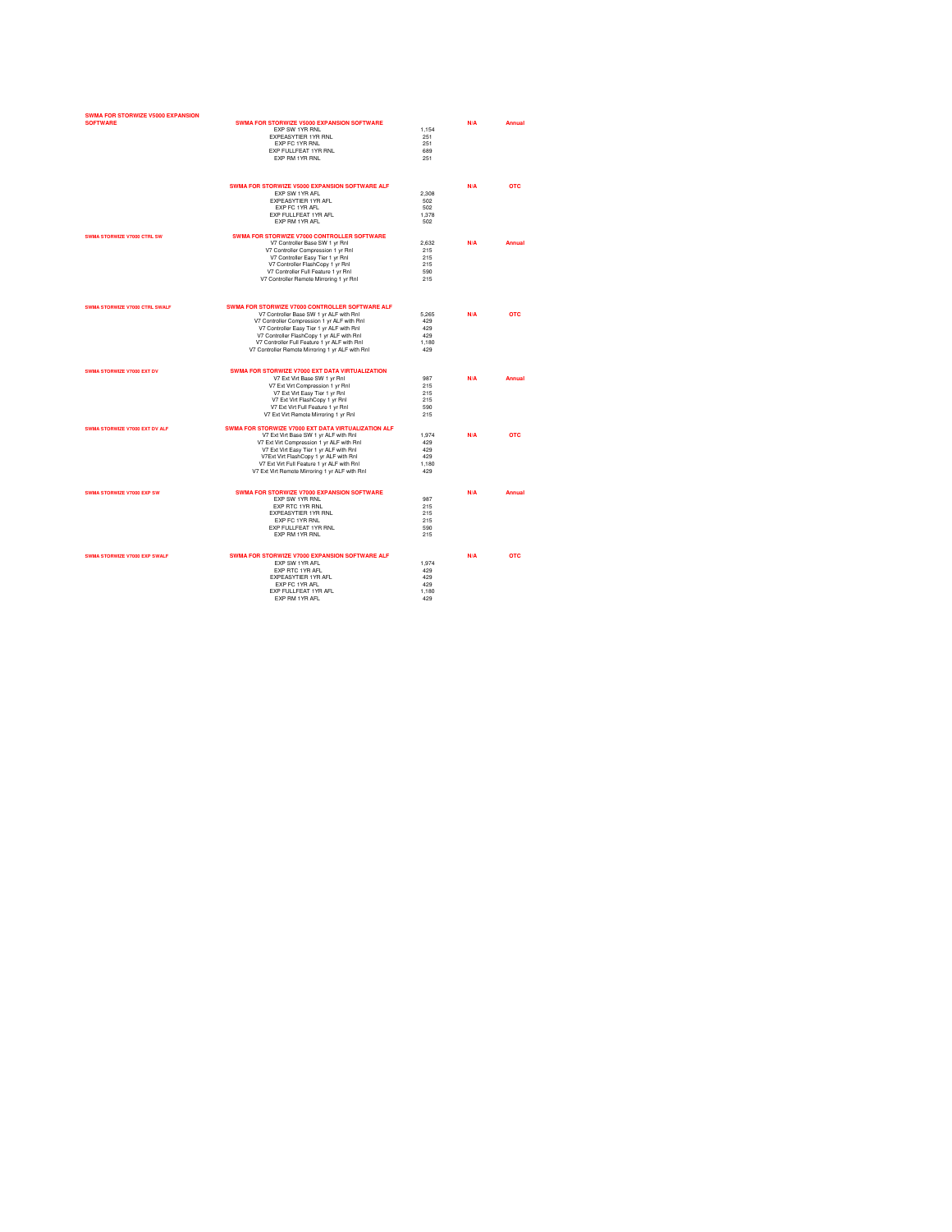| | | | | |
|---|---|---|---|---|
| **SWMA FOR STORWIZE V5000 EXPANSION SOFTWARE** | **SWMA FOR STORWIZE V5000 EXPANSION SOFTWARE** | | **N/A** | **Annual** |
| | EXP SW 1YR RNL | 1,154 | | |
| | EXPEASYTIER 1YR RNL | 251 | | |
| | EXP FC 1YR RNL | 251 | | |
| | EXP FULLFEAT 1YR RNL | 689 | | |
| | EXP RM 1YR RNL | 251 | | |
| | **SWMA FOR STORWIZE V5000 EXPANSION SOFTWARE ALF** | | **N/A** | **OTC** |
| | EXP SW 1YR AFL | 2,308 | | |
| | EXPEASYTIER 1YR AFL | 502 | | |
| | EXP FC 1YR AFL | 502 | | |
| | EXP FULLFEAT 1YR AFL | 1,378 | | |
| | EXP RM 1YR AFL | 502 | | |
| **SWMA STORWIZE V7000 CTRL SW** | **SWMA FOR STORWIZE V7000 CONTROLLER SOFTWARE** | | **N/A** | **Annual** |
| | V7 Controller Base SW 1 yr Rnl | 2,632 | | |
| | V7 Controller Compression 1 yr Rnl | 215 | | |
| | V7 Controller Easy Tier 1 yr Rnl | 215 | | |
| | V7 Controller FlashCopy 1 yr Rnl | 215 | | |
| | V7 Controller Full Feature 1 yr Rnl | 590 | | |
| | V7 Controller Remote Mirroring 1 yr Rnl | 215 | | |
| **SWMA STORWIZE V7000 CTRL SWALF** | **SWMA FOR STORWIZE V7000 CONTROLLER SOFTWARE ALF** | | **N/A** | **OTC** |
| | V7 Controller Base SW 1 yr ALF with Rnl | 5,265 | | |
| | V7 Controller Compression 1 yr ALF with Rnl | 429 | | |
| | V7 Controller Easy Tier 1 yr ALF with Rnl | 429 | | |
| | V7 Controller FlashCopy 1 yr ALF with Rnl | 429 | | |
| | V7 Controller Full Feature 1 yr ALF with Rnl | 1,180 | | |
| | V7 Controller Remote Mirroring 1 yr ALF with Rnl | 429 | | |
| **SWMA STORWIZE V7000 EXT DV** | **SWMA FOR STORWIZE V7000 EXT DATA VIRTUALIZATION** | | **N/A** | **Annual** |
| | V7 Ext Virt Base SW 1 yr Rnl | 987 | | |
| | V7 Ext Virt Compression 1 yr Rnl | 215 | | |
| | V7 Ext Virt Easy Tier 1 yr Rnl | 215 | | |
| | V7 Ext Virt FlashCopy 1 yr Rnl | 215 | | |
| | V7 Ext Virt Full Feature 1 yr Rnl | 590 | | |
| | V7 Ext Virt Remote Mirroring 1 yr Rnl | 215 | | |
| **SWMA STORWIZE V7000 EXT DV ALF** | **SWMA FOR STORWIZE V7000 EXT DATA VIRTUALIZATION ALF** | | **N/A** | **OTC** |
| | V7 Ext Virt Base SW 1 yr ALF with Rnl | 1,974 | | |
| | V7 Ext Virt Compression 1 yr ALF with Rnl | 429 | | |
| | V7 Ext Virt Easy Tier 1 yr ALF with Rnl | 429 | | |
| | V7Ext Virt FlashCopy 1 yr ALF with Rnl | 429 | | |
| | V7 Ext Virt Full Feature 1 yr ALF with Rnl | 1,180 | | |
| | V7 Ext Virt Remote Mirroring 1 yr ALF with Rnl | 429 | | |
| **SWMA STORWIZE V7000 EXP SW** | **SWMA FOR STORWIZE V7000 EXPANSION SOFTWARE** | | **N/A** | **Annual** |
| | EXP SW 1YR RNL | 987 | | |
| | EXP RTC 1YR RNL | 215 | | |
| | EXPEASYTIER 1YR RNL | 215 | | |
| | EXP FC 1YR RNL | 215 | | |
| | EXP FULLFEAT 1YR RNL | 590 | | |
| | EXP RM 1YR RNL | 215 | | |
| **SWMA STORWIZE V7000 EXP SWALF** | **SWMA FOR STORWIZE V7000 EXPANSION SOFTWARE ALF** | | **N/A** | **OTC** |
| | EXP SW 1YR AFL | 1,974 | | |
| | EXP RTC 1YR AFL | 429 | | |
| | EXPEASYTIER 1YR AFL | 429 | | |
| | EXP FC 1YR AFL | 429 | | |
| | EXP FULLFEAT 1YR AFL | 1,180 | | |
| | EXP RM 1YR AFL | 429 | | |